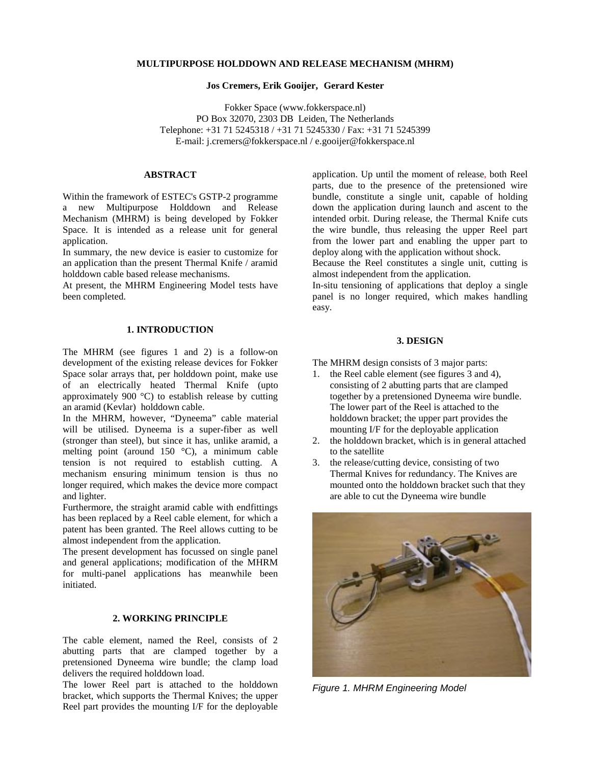# MULTIPURPOSE HOLDDOWN AND RELEASE MECHANISM (MHRM)

**Jos Cremers, Erik Gooijer, Gerard Kester**

Fokker Space (www.fokkerspace.nl)
PO Box 32070, 2303 DB Leiden, The Netherlands
Telephone: +31 71 5245318 / +31 71 5245330 / Fax: +31 71 5245399
E-mail: j.cremers@fokkerspace.nl / e.gooijer@fokkerspace.nl

## ABSTRACT

Within the framework of ESTEC's GSTP-2 programme a new Multipurpose Holddown and Release Mechanism (MHRM) is being developed by Fokker Space. It is intended as a release unit for general application.

In summary, the new device is easier to customize for an application than the present Thermal Knife / aramid holddown cable based release mechanisms.

At present, the MHRM Engineering Model tests have been completed.

## 1. INTRODUCTION

The MHRM (see figures 1 and 2) is a follow-on development of the existing release devices for Fokker Space solar arrays that, per holddown point, make use of an electrically heated Thermal Knife (upto approximately 900 °C) to establish release by cutting an aramid (Kevlar) holddown cable.

In the MHRM, however, "Dyneema" cable material will be utilised. Dyneema is a super-fiber as well (stronger than steel), but since it has, unlike aramid, a melting point (around 150 °C), a minimum cable tension is not required to establish cutting. A mechanism ensuring minimum tension is thus no longer required, which makes the device more compact and lighter.

Furthermore, the straight aramid cable with endfittings has been replaced by a Reel cable element, for which a patent has been granted. The Reel allows cutting to be almost independent from the application.

The present development has focussed on single panel and general applications; modification of the MHRM for multi-panel applications has meanwhile been initiated.

## 2. WORKING PRINCIPLE

The cable element, named the Reel, consists of 2 abutting parts that are clamped together by a pretensioned Dyneema wire bundle; the clamp load delivers the required holddown load.

The lower Reel part is attached to the holddown bracket, which supports the Thermal Knives; the upper Reel part provides the mounting I/F for the deployable application. Up until the moment of release, both Reel parts, due to the presence of the pretensioned wire bundle, constitute a single unit, capable of holding down the application during launch and ascent to the intended orbit. During release, the Thermal Knife cuts the wire bundle, thus releasing the upper Reel part from the lower part and enabling the upper part to deploy along with the application without shock.

Because the Reel constitutes a single unit, cutting is almost independent from the application.

In-situ tensioning of applications that deploy a single panel is no longer required, which makes handling easy.

## 3. DESIGN

The MHRM design consists of 3 major parts:

1. the Reel cable element (see figures 3 and 4), consisting of 2 abutting parts that are clamped together by a pretensioned Dyneema wire bundle. The lower part of the Reel is attached to the holddown bracket; the upper part provides the mounting I/F for the deployable application
2. the holddown bracket, which is in general attached to the satellite
3. the release/cutting device, consisting of two Thermal Knives for redundancy. The Knives are mounted onto the holddown bracket such that they are able to cut the Dyneema wire bundle

*Figure 1. MHRM Engineering Model*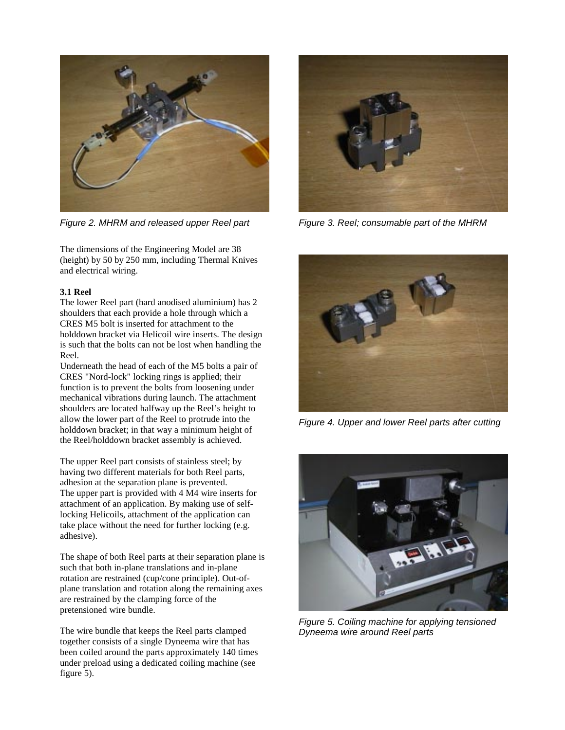Figure 2. MHRM and released upper Reel part

Figure 3. Reel; consumable part of the MHRM

The dimensions of the Engineering Model are 38 (height) by 50 by 250 mm, including Thermal Knives and electrical wiring.

**3.1 Reel**

The lower Reel part (hard anodised aluminium) has 2 shoulders that each provide a hole through which a CRES M5 bolt is inserted for attachment to the holddown bracket via Helicoil wire inserts. The design is such that the bolts can not be lost when handling the Reel.

Underneath the head of each of the M5 bolts a pair of CRES "Nord-lock" locking rings is applied; their function is to prevent the bolts from loosening under mechanical vibrations during launch. The attachment shoulders are located halfway up the Reel's height to allow the lower part of the Reel to protrude into the holddown bracket; in that way a minimum height of the Reel/holddown bracket assembly is achieved.

The upper Reel part consists of stainless steel; by having two different materials for both Reel parts, adhesion at the separation plane is prevented. The upper part is provided with 4 M4 wire inserts for attachment of an application. By making use of self-locking Helicoils, attachment of the application can take place without the need for further locking (e.g. adhesive).

The shape of both Reel parts at their separation plane is such that both in-plane translations and in-plane rotation are restrained (cup/cone principle). Out-of-plane translation and rotation along the remaining axes are restrained by the clamping force of the pretensioned wire bundle.

The wire bundle that keeps the Reel parts clamped together consists of a single Dyneema wire that has been coiled around the parts approximately 140 times under preload using a dedicated coiling machine (see figure 5).

Figure 4. Upper and lower Reel parts after cutting

Figure 5. Coiling machine for applying tensioned Dyneema wire around Reel parts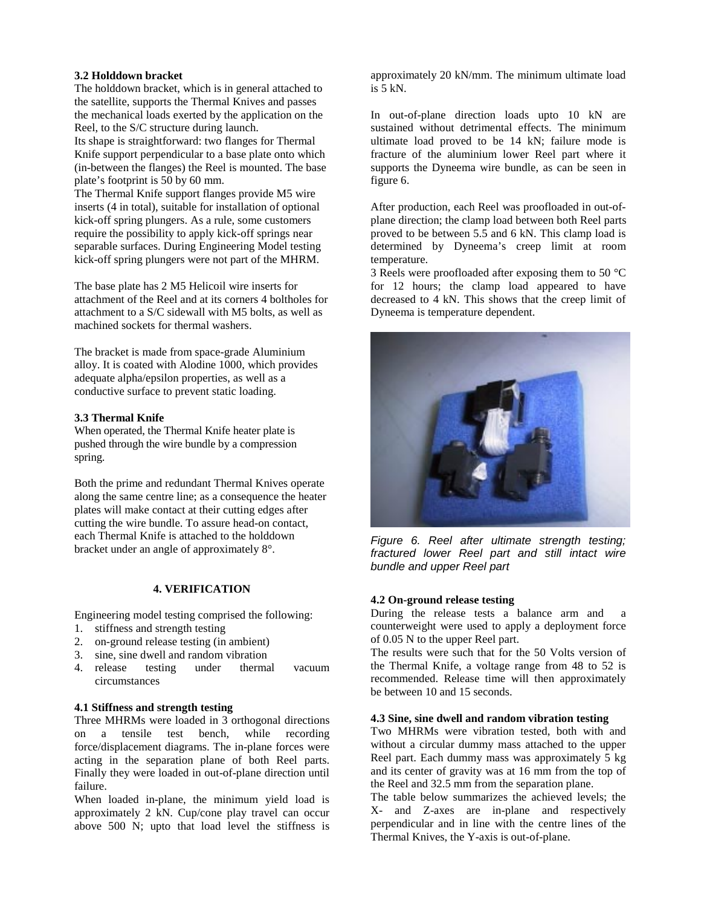### 3.2 Holddown bracket

The holddown bracket, which is in general attached to the satellite, supports the Thermal Knives and passes the mechanical loads exerted by the application on the Reel, to the S/C structure during launch.

Its shape is straightforward: two flanges for Thermal Knife support perpendicular to a base plate onto which (in-between the flanges) the Reel is mounted. The base plate's footprint is 50 by 60 mm.

The Thermal Knife support flanges provide M5 wire inserts (4 in total), suitable for installation of optional kick-off spring plungers. As a rule, some customers require the possibility to apply kick-off springs near separable surfaces. During Engineering Model testing kick-off spring plungers were not part of the MHRM.

The base plate has 2 M5 Helicoil wire inserts for attachment of the Reel and at its corners 4 boltholes for attachment to a S/C sidewall with M5 bolts, as well as machined sockets for thermal washers.

The bracket is made from space-grade Aluminium alloy. It is coated with Alodine 1000, which provides adequate alpha/epsilon properties, as well as a conductive surface to prevent static loading.

### 3.3 Thermal Knife

When operated, the Thermal Knife heater plate is pushed through the wire bundle by a compression spring.

Both the prime and redundant Thermal Knives operate along the same centre line; as a consequence the heater plates will make contact at their cutting edges after cutting the wire bundle. To assure head-on contact, each Thermal Knife is attached to the holddown bracket under an angle of approximately 8°.

## 4. VERIFICATION

Engineering model testing comprised the following:

1. stiffness and strength testing
2. on-ground release testing (in ambient)
3. sine, sine dwell and random vibration
4. release testing under thermal vacuum circumstances

### 4.1 Stiffness and strength testing

Three MHRMs were loaded in 3 orthogonal directions on a tensile test bench, while recording force/displacement diagrams. The in-plane forces were acting in the separation plane of both Reel parts. Finally they were loaded in out-of-plane direction until failure.

When loaded in-plane, the minimum yield load is approximately 2 kN. Cup/cone play travel can occur above 500 N; upto that load level the stiffness is approximately 20 kN/mm. The minimum ultimate load is 5 kN.

In out-of-plane direction loads upto 10 kN are sustained without detrimental effects. The minimum ultimate load proved to be 14 kN; failure mode is fracture of the aluminium lower Reel part where it supports the Dyneema wire bundle, as can be seen in figure 6.

After production, each Reel was proofloaded in out-of-plane direction; the clamp load between both Reel parts proved to be between 5.5 and 6 kN. This clamp load is determined by Dyneema's creep limit at room temperature.

3 Reels were proofloaded after exposing them to 50 °C for 12 hours; the clamp load appeared to have decreased to 4 kN. This shows that the creep limit of Dyneema is temperature dependent.

*Figure 6. Reel after ultimate strength testing; fractured lower Reel part and still intact wire bundle and upper Reel part*

### 4.2 On-ground release testing

During the release tests a balance arm and a counterweight were used to apply a deployment force of 0.05 N to the upper Reel part.

The results were such that for the 50 Volts version of the Thermal Knife, a voltage range from 48 to 52 is recommended. Release time will then approximately be between 10 and 15 seconds.

### 4.3 Sine, sine dwell and random vibration testing

Two MHRMs were vibration tested, both with and without a circular dummy mass attached to the upper Reel part. Each dummy mass was approximately 5 kg and its center of gravity was at 16 mm from the top of the Reel and 32.5 mm from the separation plane.

The table below summarizes the achieved levels; the X- and Z-axes are in-plane and respectively perpendicular and in line with the centre lines of the Thermal Knives, the Y-axis is out-of-plane.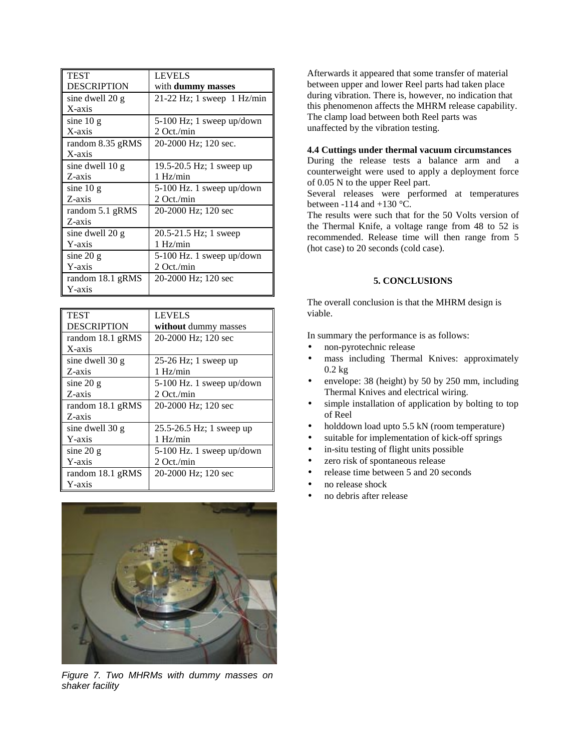| TEST DESCRIPTION | LEVELS with **dummy masses** |
|---|---|
| sine dwell 20 g X-axis | 21-22 Hz; 1 sweep 1 Hz/min |
| sine 10 g X-axis | 5-100 Hz; 1 sweep up/down 2 Oct./min |
| random 8.35 gRMS X-axis | 20-2000 Hz; 120 sec. |
| sine dwell 10 g Z-axis | 19.5-20.5 Hz; 1 sweep up 1 Hz/min |
| sine 10 g Z-axis | 5-100 Hz. 1 sweep up/down 2 Oct./min |
| random 5.1 gRMS Z-axis | 20-2000 Hz; 120 sec |
| sine dwell 20 g Y-axis | 20.5-21.5 Hz; 1 sweep 1 Hz/min |
| sine 20 g Y-axis | 5-100 Hz. 1 sweep up/down 2 Oct./min |
| random 18.1 gRMS Y-axis | 20-2000 Hz; 120 sec |

| TEST DESCRIPTION | LEVELS **without** dummy masses |
|---|---|
| random 18.1 gRMS X-axis | 20-2000 Hz; 120 sec |
| sine dwell 30 g Z-axis | 25-26 Hz; 1 sweep up 1 Hz/min |
| sine 20 g Z-axis | 5-100 Hz. 1 sweep up/down 2 Oct./min |
| random 18.1 gRMS Z-axis | 20-2000 Hz; 120 sec |
| sine dwell 30 g Y-axis | 25.5-26.5 Hz; 1 sweep up 1 Hz/min |
| sine 20 g Y-axis | 5-100 Hz. 1 sweep up/down 2 Oct./min |
| random 18.1 gRMS Y-axis | 20-2000 Hz; 120 sec |

*Figure 7. Two MHRMs with dummy masses on shaker facility*

Afterwards it appeared that some transfer of material between upper and lower Reel parts had taken place during vibration. There is, however, no indication that this phenomenon affects the MHRM release capability. The clamp load between both Reel parts was unaffected by the vibration testing.

### 4.4 Cuttings under thermal vacuum circumstances

During the release tests a balance arm and a counterweight were used to apply a deployment force of 0.05 N to the upper Reel part.

Several releases were performed at temperatures between -114 and +130 °C.

The results were such that for the 50 Volts version of the Thermal Knife, a voltage range from 48 to 52 is recommended. Release time will then range from 5 (hot case) to 20 seconds (cold case).

## 5. CONCLUSIONS

The overall conclusion is that the MHRM design is viable.

In summary the performance is as follows:

- non-pyrotechnic release
- mass including Thermal Knives: approximately 0.2 kg
- envelope: 38 (height) by 50 by 250 mm, including Thermal Knives and electrical wiring.
- simple installation of application by bolting to top of Reel
- holddown load upto 5.5 kN (room temperature)
- suitable for implementation of kick-off springs
- in-situ testing of flight units possible
- zero risk of spontaneous release
- release time between 5 and 20 seconds
- no release shock
- no debris after release